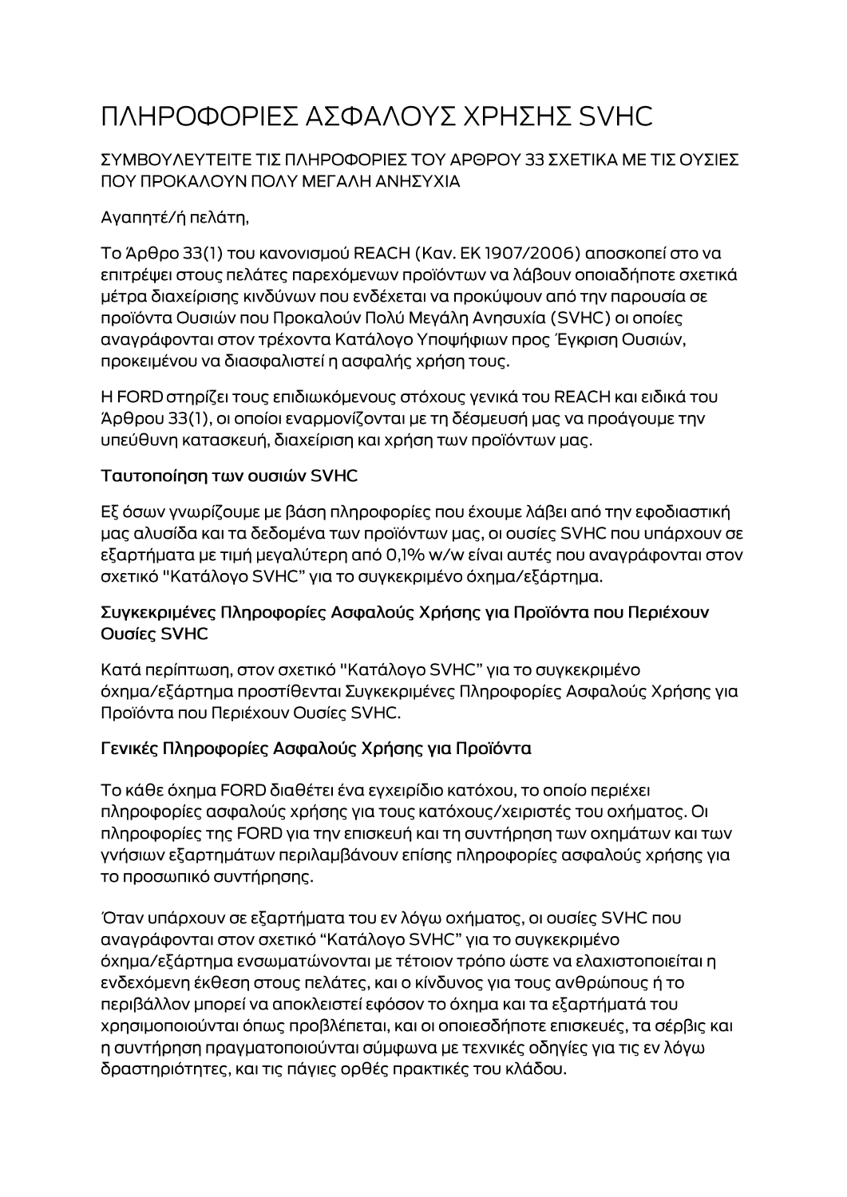# ΠΛΗΡΟΦΟΡΙΕΣ ΑΣΦΑΛΟΥΣ ΧΡΗΣΗΣ SVHC

ΣΥΜΒΟΥΛΕΥΤΕΙΤΕ ΤΙΣ ΠΛΗΡΟΦΟΡΙΕΣ ΤΟΥ ΑΡΘΡΟΥ 33 ΣΧΕΤΙΚΑ ΜΕ ΤΙΣ ΟΥΣΙΕΣ ΠΟΥ ΠΡΟΚΑΛΟΥΝ ΠΟΛΥ ΜΕΓΑΛΗ ΑΝΗΣΥΧΙΑ

Αγαπητέ/ή πελάτη,

Το Άρθρο 33(1) του κανονισμού REACH (Καν. ΕΚ 1907/2006) αποσκοπεί στο να επιτρέψει στους πελάτες παρεχόμενων προϊόντων να λάβουν οποιαδήποτε σχετικά μέτρα διαχείρισης κινδύνων που ενδέχεται να προκύψουν από την παρουσία σε προϊόντα Ουσιών που Προκαλούν Πολύ Μεγάλη Ανησυχία (SVHC) οι οποίες αναγράφονται στον τρέχοντα Κατάλογο Υποψήφιων προς Έγκριση Ουσιών, προκειμένου να διασφαλιστεί η ασφαλής χρήση τους.

Η FORD στηρίζει τους επιδιωκόμενους στόχους γενικά του REACH και ειδικά του Άρθρου 33(1), οι οποίοι εναρμονίζονται με τη δέσμευσή μας να προάγουμε την υπεύθυνη κατασκευή, διαχείριση και χρήση των προϊόντων μας.

### Ταυτοποίηση των ουσιών SVHC

Εξ όσων γνωρίζουμε με βάση πληροφορίες που έχουμε λάβει από την εφοδιαστική μας αλυσίδα και τα δεδομένα των προϊόντων μας, οι ουσίες SVHC που υπάρχουν σε εξαρτήματα με τιμή μεγαλύτερη από 0,1% w/w είναι αυτές που αναγράφονται στον σχετικό "Κατάλογο SVHC" για το συγκεκριμένο όχημα/εξάρτημα.

### Συγκεκριμένες Πληροφορίες Ασφαλούς Χρήσης για Προϊόντα που Περιέχουν Ουσίες SVHC

Κατά περίπτωση, στον σχετικό "Κατάλογο SVHC" για το συγκεκριμένο όχημα/εξάρτημα προστίθενται Συγκεκριμένες Πληροφορίες Ασφαλούς Χρήσης για Προϊόντα που Περιέχουν Ουσίες SVHC.

### Γενικές Πληροφορίες Ασφαλούς Χρήσης για Προϊόντα

Το κάθε όχημα FORD διαθέτει ένα εγχειρίδιο κατόχου, το οποίο περιέχει πληροφορίες ασφαλούς χρήσης για τους κατόχους/χειριστές του οχήματος. Οι πληροφορίες της FORD για την επισκευή και τη συντήρηση των οχημάτων και των γνήσιων εξαρτημάτων περιλαμβάνουν επίσης πληροφορίες ασφαλούς χρήσης για το προσωπικό συντήρησης.

Όταν υπάρχουν σε εξαρτήματα του εν λόγω οχήματος, οι ουσίες SVHC που αναγράφονται στον σχετικό "Κατάλογο SVHC" για το συγκεκριμένο όχημα/εξάρτημα ενσωματώνονται με τέτοιον τρόπο ώστε να ελαχιστοποιείται η ενδεχόμενη έκθεση στους πελάτες, και ο κίνδυνος για τους ανθρώπους ή το περιβάλλον μπορεί να αποκλειστεί εφόσον το όχημα και τα εξαρτήματά του χρησιμοποιούνται όπως προβλέπεται, και οι οποιεσδήποτε επισκευές, τα σέρβις και η συντήρηση πραγματοποιούνται σύμφωνα με τεχνικές οδηγίες για τις εν λόγω δραστηριότητες, και τις πάγιες ορθές πρακτικές του κλάδου.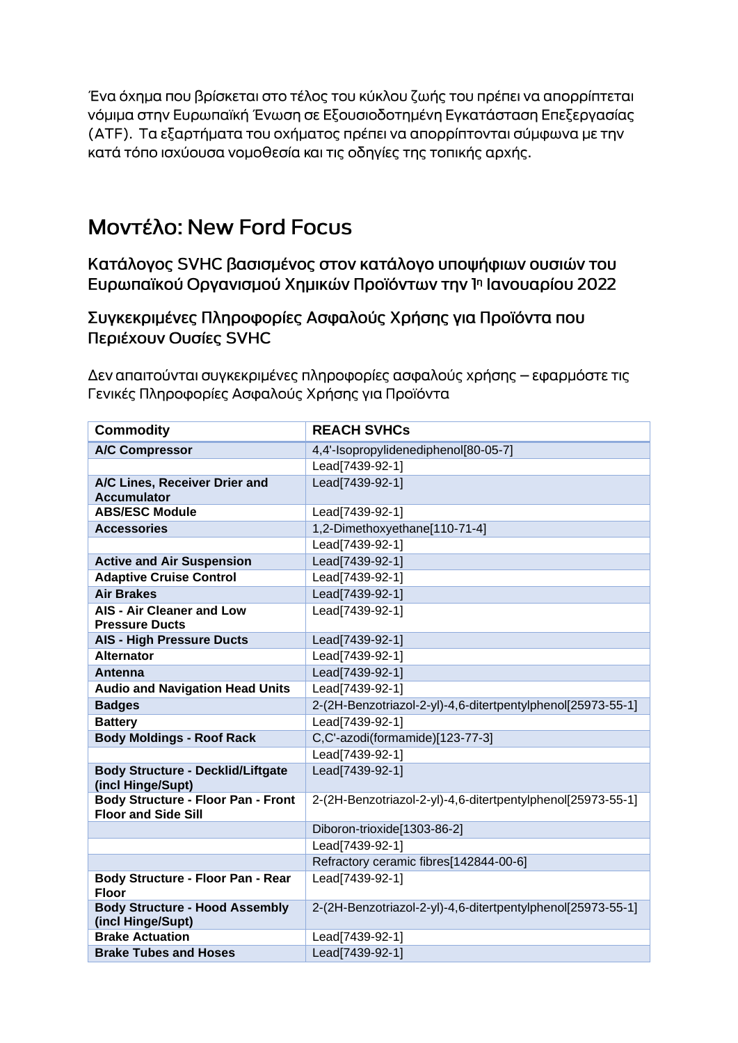Ένα όχημα που βρίσκεται στο τέλος του κύκλου ζωής του πρέπει να απορρίπτεται νόμιμα στην Ευρωπαϊκή Ένωση σε Εξουσιοδοτημένη Εγκατάσταση Επεξεργασίας (ATF). Τα εξαρτήματα του οχήματος πρέπει να απορρίπτονται σύμφωνα με την κατά τόπο ισχύουσα νομοθεσία και τις οδηγίες της τοπικής αρχής.

# Μοντέλο: New Ford Focus

## Κατάλογος SVHC βασισμένος στον κατάλογο υποψήφιων ουσιών του Ευρωπαϊκού Οργανισμού Χημικών Προϊόντων την 1η Ιανουαρίου 2022

## Συγκεκριμένες Πληροφορίες Ασφαλούς Χρήσης για Προϊόντα που Περιέχουν Ουσίες SVHC

Δεν απαιτούνται συγκεκριμένες πληροφορίες ασφαλούς χρήσης – εφαρμόστε τις Γενικές Πληροφορίες Ασφαλούς Χρήσης για Προϊόντα

| Commodity | REACH SVHCs |
|---|---|
| **A/C Compressor** | 4,4'-Isopropylidenediphenol[80-05-7] |
| | Lead[7439-92-1] |
| **A/C Lines, Receiver Drier and Accumulator** | Lead[7439-92-1] |
| **ABS/ESC Module** | Lead[7439-92-1] |
| **Accessories** | 1,2-Dimethoxyethane[110-71-4] |
| | Lead[7439-92-1] |
| **Active and Air Suspension** | Lead[7439-92-1] |
| **Adaptive Cruise Control** | Lead[7439-92-1] |
| **Air Brakes** | Lead[7439-92-1] |
| **AIS - Air Cleaner and Low Pressure Ducts** | Lead[7439-92-1] |
| **AIS - High Pressure Ducts** | Lead[7439-92-1] |
| **Alternator** | Lead[7439-92-1] |
| **Antenna** | Lead[7439-92-1] |
| **Audio and Navigation Head Units** | Lead[7439-92-1] |
| **Badges** | 2-(2H-Benzotriazol-2-yl)-4,6-ditertpentylphenol[25973-55-1] |
| **Battery** | Lead[7439-92-1] |
| **Body Moldings - Roof Rack** | C,C'-azodi(formamide)[123-77-3] |
| | Lead[7439-92-1] |
| **Body Structure - Decklid/Liftgate (incl Hinge/Supt)** | Lead[7439-92-1] |
| **Body Structure - Floor Pan - Front Floor and Side Sill** | 2-(2H-Benzotriazol-2-yl)-4,6-ditertpentylphenol[25973-55-1] |
| | Diboron-trioxide[1303-86-2] |
| | Lead[7439-92-1] |
| | Refractory ceramic fibres[142844-00-6] |
| **Body Structure - Floor Pan - Rear Floor** | Lead[7439-92-1] |
| **Body Structure - Hood Assembly (incl Hinge/Supt)** | 2-(2H-Benzotriazol-2-yl)-4,6-ditertpentylphenol[25973-55-1] |
| **Brake Actuation** | Lead[7439-92-1] |
| **Brake Tubes and Hoses** | Lead[7439-92-1] |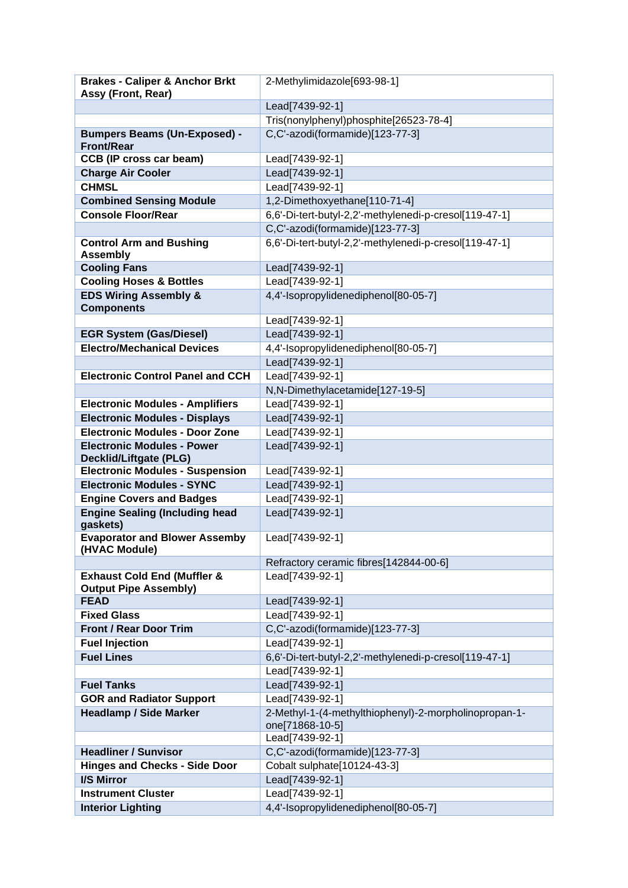| Brakes - Caliper & Anchor Brkt Assy (Front, Rear) | 2-Methylimidazole[693-98-1] |
|---|---|
| | Lead[7439-92-1] |
| | Tris(nonylphenyl)phosphite[26523-78-4] |
| **Bumpers Beams (Un-Exposed) - Front/Rear** | C,C'-azodi(formamide)[123-77-3] |
| **CCB (IP cross car beam)** | Lead[7439-92-1] |
| **Charge Air Cooler** | Lead[7439-92-1] |
| **CHMSL** | Lead[7439-92-1] |
| **Combined Sensing Module** | 1,2-Dimethoxyethane[110-71-4] |
| **Console Floor/Rear** | 6,6'-Di-tert-butyl-2,2'-methylenedi-p-cresol[119-47-1] |
| | C,C'-azodi(formamide)[123-77-3] |
| **Control Arm and Bushing Assembly** | 6,6'-Di-tert-butyl-2,2'-methylenedi-p-cresol[119-47-1] |
| **Cooling Fans** | Lead[7439-92-1] |
| **Cooling Hoses & Bottles** | Lead[7439-92-1] |
| **EDS Wiring Assembly & Components** | 4,4'-Isopropylidenediphenol[80-05-7] |
| | Lead[7439-92-1] |
| **EGR System (Gas/Diesel)** | Lead[7439-92-1] |
| **Electro/Mechanical Devices** | 4,4'-Isopropylidenediphenol[80-05-7] |
| | Lead[7439-92-1] |
| **Electronic Control Panel and CCH** | Lead[7439-92-1] |
| | N,N-Dimethylacetamide[127-19-5] |
| **Electronic Modules - Amplifiers** | Lead[7439-92-1] |
| **Electronic Modules - Displays** | Lead[7439-92-1] |
| **Electronic Modules - Door Zone** | Lead[7439-92-1] |
| **Electronic Modules - Power Decklid/Liftgate (PLG)** | Lead[7439-92-1] |
| **Electronic Modules - Suspension** | Lead[7439-92-1] |
| **Electronic Modules - SYNC** | Lead[7439-92-1] |
| **Engine Covers and Badges** | Lead[7439-92-1] |
| **Engine Sealing (Including head gaskets)** | Lead[7439-92-1] |
| **Evaporator and Blower Assemby (HVAC Module)** | Lead[7439-92-1] |
| | Refractory ceramic fibres[142844-00-6] |
| **Exhaust Cold End (Muffler & Output Pipe Assembly)** | Lead[7439-92-1] |
| **FEAD** | Lead[7439-92-1] |
| **Fixed Glass** | Lead[7439-92-1] |
| **Front / Rear Door Trim** | C,C'-azodi(formamide)[123-77-3] |
| **Fuel Injection** | Lead[7439-92-1] |
| **Fuel Lines** | 6,6'-Di-tert-butyl-2,2'-methylenedi-p-cresol[119-47-1] |
| | Lead[7439-92-1] |
| **Fuel Tanks** | Lead[7439-92-1] |
| **GOR and Radiator Support** | Lead[7439-92-1] |
| **Headlamp / Side Marker** | 2-Methyl-1-(4-methylthiophenyl)-2-morpholinopropan-1-one[71868-10-5] |
| | Lead[7439-92-1] |
| **Headliner / Sunvisor** | C,C'-azodi(formamide)[123-77-3] |
| **Hinges and Checks - Side Door** | Cobalt sulphate[10124-43-3] |
| **I/S Mirror** | Lead[7439-92-1] |
| **Instrument Cluster** | Lead[7439-92-1] |
| **Interior Lighting** | 4,4'-Isopropylidenediphenol[80-05-7] |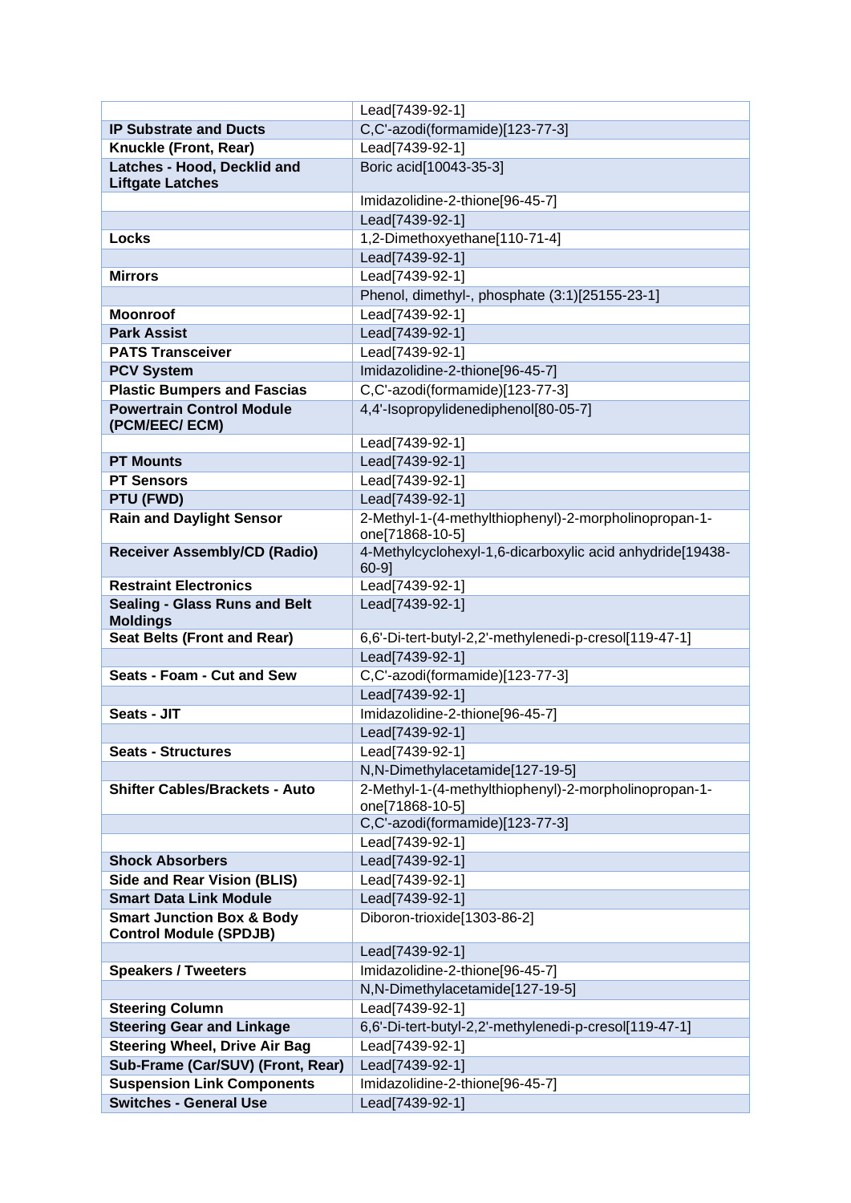| | |
|---|---|
| | Lead[7439-92-1] |
| **IP Substrate and Ducts** | C,C'-azodi(formamide)[123-77-3] |
| **Knuckle (Front, Rear)** | Lead[7439-92-1] |
| **Latches - Hood, Decklid and Liftgate Latches** | Boric acid[10043-35-3] |
| | Imidazolidine-2-thione[96-45-7] |
| | Lead[7439-92-1] |
| **Locks** | 1,2-Dimethoxyethane[110-71-4] |
| | Lead[7439-92-1] |
| **Mirrors** | Lead[7439-92-1] |
| | Phenol, dimethyl-, phosphate (3:1)[25155-23-1] |
| **Moonroof** | Lead[7439-92-1] |
| **Park Assist** | Lead[7439-92-1] |
| **PATS Transceiver** | Lead[7439-92-1] |
| **PCV System** | Imidazolidine-2-thione[96-45-7] |
| **Plastic Bumpers and Fascias** | C,C'-azodi(formamide)[123-77-3] |
| **Powertrain Control Module (PCM/EEC/ ECM)** | 4,4'-Isopropylidenediphenol[80-05-7] |
| | Lead[7439-92-1] |
| **PT Mounts** | Lead[7439-92-1] |
| **PT Sensors** | Lead[7439-92-1] |
| **PTU (FWD)** | Lead[7439-92-1] |
| **Rain and Daylight Sensor** | 2-Methyl-1-(4-methylthiophenyl)-2-morpholinopropan-1-one[71868-10-5] |
| **Receiver Assembly/CD (Radio)** | 4-Methylcyclohexyl-1,6-dicarboxylic acid anhydride[19438-60-9] |
| **Restraint Electronics** | Lead[7439-92-1] |
| **Sealing - Glass Runs and Belt Moldings** | Lead[7439-92-1] |
| **Seat Belts (Front and Rear)** | 6,6'-Di-tert-butyl-2,2'-methylenedi-p-cresol[119-47-1] |
| | Lead[7439-92-1] |
| **Seats - Foam - Cut and Sew** | C,C'-azodi(formamide)[123-77-3] |
| | Lead[7439-92-1] |
| **Seats - JIT** | Imidazolidine-2-thione[96-45-7] |
| | Lead[7439-92-1] |
| **Seats - Structures** | Lead[7439-92-1] |
| | N,N-Dimethylacetamide[127-19-5] |
| **Shifter Cables/Brackets - Auto** | 2-Methyl-1-(4-methylthiophenyl)-2-morpholinopropan-1-one[71868-10-5] |
| | C,C'-azodi(formamide)[123-77-3] |
| | Lead[7439-92-1] |
| **Shock Absorbers** | Lead[7439-92-1] |
| **Side and Rear Vision (BLIS)** | Lead[7439-92-1] |
| **Smart Data Link Module** | Lead[7439-92-1] |
| **Smart Junction Box & Body Control Module (SPDJB)** | Diboron-trioxide[1303-86-2] |
| | Lead[7439-92-1] |
| **Speakers / Tweeters** | Imidazolidine-2-thione[96-45-7] |
| | N,N-Dimethylacetamide[127-19-5] |
| **Steering Column** | Lead[7439-92-1] |
| **Steering Gear and Linkage** | 6,6'-Di-tert-butyl-2,2'-methylenedi-p-cresol[119-47-1] |
| **Steering Wheel, Drive Air Bag** | Lead[7439-92-1] |
| **Sub-Frame (Car/SUV) (Front, Rear)** | Lead[7439-92-1] |
| **Suspension Link Components** | Imidazolidine-2-thione[96-45-7] |
| **Switches - General Use** | Lead[7439-92-1] |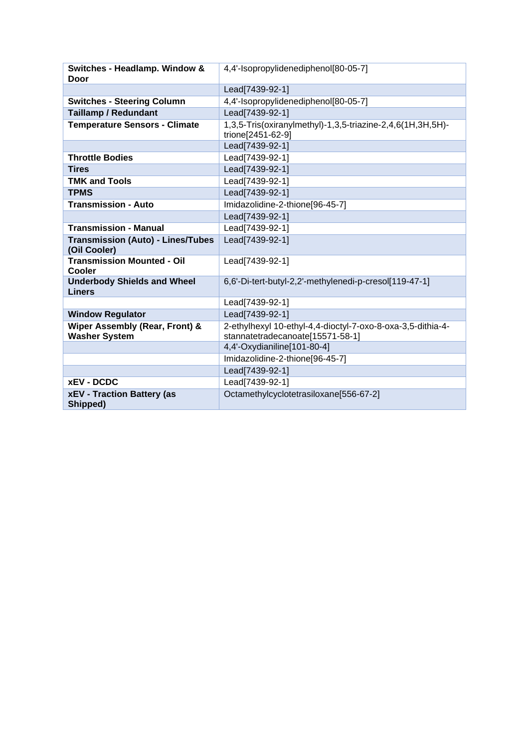| | |
|---|---|
| **Switches - Headlamp. Window & Door** | 4,4'-Isopropylidenediphenol[80-05-7] |
| | Lead[7439-92-1] |
| **Switches - Steering Column** | 4,4'-Isopropylidenediphenol[80-05-7] |
| **Taillamp / Redundant** | Lead[7439-92-1] |
| **Temperature Sensors - Climate** | 1,3,5-Tris(oxiranylmethyl)-1,3,5-triazine-2,4,6(1H,3H,5H)-trione[2451-62-9] |
| | Lead[7439-92-1] |
| **Throttle Bodies** | Lead[7439-92-1] |
| **Tires** | Lead[7439-92-1] |
| **TMK and Tools** | Lead[7439-92-1] |
| **TPMS** | Lead[7439-92-1] |
| **Transmission - Auto** | Imidazolidine-2-thione[96-45-7] |
| | Lead[7439-92-1] |
| **Transmission - Manual** | Lead[7439-92-1] |
| **Transmission (Auto) - Lines/Tubes (Oil Cooler)** | Lead[7439-92-1] |
| **Transmission Mounted - Oil Cooler** | Lead[7439-92-1] |
| **Underbody Shields and Wheel Liners** | 6,6'-Di-tert-butyl-2,2'-methylenedi-p-cresol[119-47-1] |
| | Lead[7439-92-1] |
| **Window Regulator** | Lead[7439-92-1] |
| **Wiper Assembly (Rear, Front) & Washer System** | 2-ethylhexyl 10-ethyl-4,4-dioctyl-7-oxo-8-oxa-3,5-dithia-4-stannatetradecanoate[15571-58-1] |
| | 4,4'-Oxydianiline[101-80-4] |
| | Imidazolidine-2-thione[96-45-7] |
| | Lead[7439-92-1] |
| **xEV - DCDC** | Lead[7439-92-1] |
| **xEV - Traction Battery (as Shipped)** | Octamethylcyclotetrasiloxane[556-67-2] |